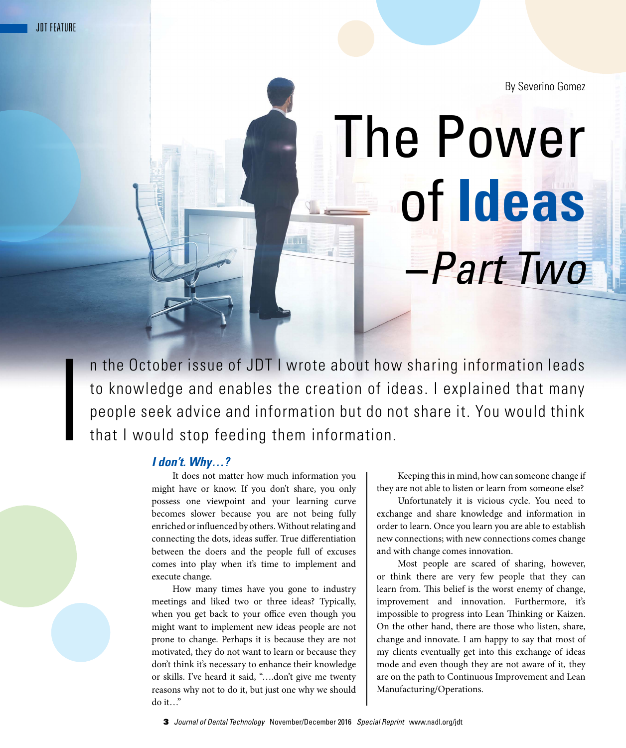By Severino Gomez

# The Power of Ideas –*Part Two*

In the October issue of JDT I wrote about how sharing information leads to knowledge and enables the creation of ideas. I explained that many people seek advice and information but do not share it. You would think that I would stop feeding them information.

### *I don't. Why…?*

It does not matter how much information you might have or know. If you don't share, you only possess one viewpoint and your learning curve becomes slower because you are not being fully enriched or influenced by others. Without relating and connecting the dots, ideas suffer. True differentiation between the doers and the people full of excuses comes into play when it's time to implement and execute change.

How many times have you gone to industry meetings and liked two or three ideas? Typically, when you get back to your office even though you might want to implement new ideas people are not prone to change. Perhaps it is because they are not motivated, they do not want to learn or because they don't think it's necessary to enhance their knowledge or skills. I've heard it said, "….don't give me twenty reasons why not to do it, but just one why we should do it…"

Keeping this in mind, how can someone change if they are not able to listen or learn from someone else?

Unfortunately it is vicious cycle. You need to exchange and share knowledge and information in order to learn. Once you learn you are able to establish new connections; with new connections comes change and with change comes innovation.

Most people are scared of sharing, however, or think there are very few people that they can learn from. This belief is the worst enemy of change, improvement and innovation. Furthermore, it's impossible to progress into Lean Thinking or Kaizen. On the other hand, there are those who listen, share, change and innovate. I am happy to say that most of my clients eventually get into this exchange of ideas mode and even though they are not aware of it, they are on the path to Continuous Improvement and Lean Manufacturing/Operations.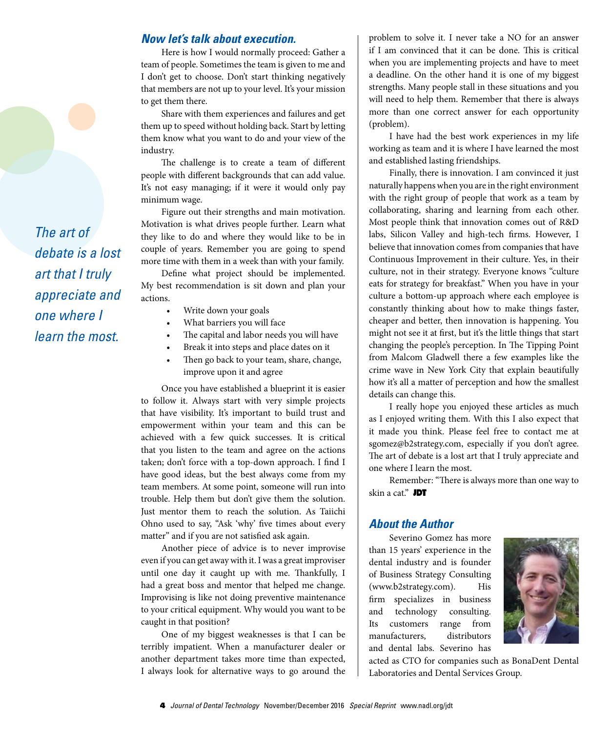## *Now let's talk about execution.*

Here is how I would normally proceed: Gather a team of people. Sometimes the team is given to me and I don't get to choose. Don't start thinking negatively that members are not up to your level. It's your mission to get them there.

Share with them experiences and failures and get them up to speed without holding back. Start by letting them know what you want to do and your view of the industry.

The challenge is to create a team of different people with different backgrounds that can add value. It's not easy managing; if it were it would only pay minimum wage.

Figure out their strengths and main motivation. Motivation is what drives people further. Learn what they like to do and where they would like to be in couple of years. Remember you are going to spend more time with them in a week than with your family.

Define what project should be implemented. My best recommendation is sit down and plan your actions.

- Write down your goals
- What barriers you will face
- The capital and labor needs you will have
- Break it into steps and place dates on it
- Then go back to your team, share, change, improve upon it and agree

Once you have established a blueprint it is easier to follow it. Always start with very simple projects that have visibility. It's important to build trust and empowerment within your team and this can be achieved with a few quick successes. It is critical that you listen to the team and agree on the actions taken; don't force with a top-down approach. I find I have good ideas, but the best always come from my team members. At some point, someone will run into trouble. Help them but don't give them the solution. Just mentor them to reach the solution. As Taiichi Ohno used to say, "Ask 'why' five times about every matter" and if you are not satisfied ask again.

Another piece of advice is to never improvise even if you can get away with it. I was a great improviser until one day it caught up with me. Thankfully, I had a great boss and mentor that helped me change. Improvising is like not doing preventive maintenance to your critical equipment. Why would you want to be caught in that position?

One of my biggest weaknesses is that I can be terribly impatient. When a manufacturer dealer or another department takes more time than expected, I always look for alternative ways to go around the problem to solve it. I never take a NO for an answer if I am convinced that it can be done. This is critical when you are implementing projects and have to meet a deadline. On the other hand it is one of my biggest strengths. Many people stall in these situations and you will need to help them. Remember that there is always more than one correct answer for each opportunity (problem).

I have had the best work experiences in my life working as team and it is where I have learned the most and established lasting friendships.

Finally, there is innovation. I am convinced it just naturally happens when you are in the right environment with the right group of people that work as a team by collaborating, sharing and learning from each other. Most people think that innovation comes out of R&D labs, Silicon Valley and high-tech firms. However, I believe that innovation comes from companies that have Continuous Improvement in their culture. Yes, in their culture, not in their strategy. Everyone knows "culture eats for strategy for breakfast." When you have in your culture a bottom-up approach where each employee is constantly thinking about how to make things faster, cheaper and better, then innovation is happening. You might not see it at first, but it's the little things that start changing the people's perception. In The Tipping Point from Malcom Gladwell there a few examples like the crime wave in New York City that explain beautifully how it's all a matter of perception and how the smallest details can change this.

I really hope you enjoyed these articles as much as I enjoyed writing them. With this I also expect that it made you think. Please feel free to contact me at sgomez@b2strategy.com, especially if you don't agree. The art of debate is a lost art that I truly appreciate and one where I learn the most.

*The art of debate is a lost art that I truly appreciate and one where I learn the most.*

Remember: "There is always more than one way to skin a cat." **JDT**

## *About the Author*

Severino Gomez has more than 15 years' experience in the dental industry and is founder of Business Strategy Consulting (www.b2strategy.com). His firm specializes in business and technology consulting. Its customers range from manufacturers, distributors and dental labs. Severino has acted as CTO for companies such as BonaDent Dental Laboratories and Dental Services Group.